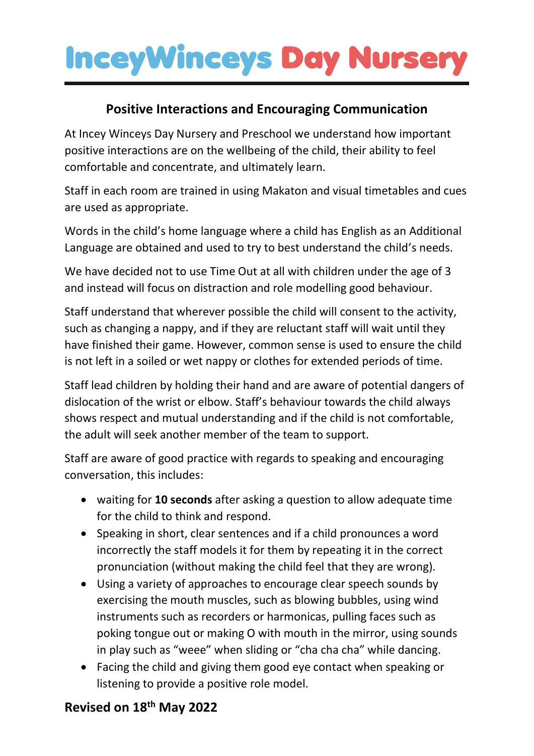# InceyWinceys Day Nursery

## Positive Interactions and Encouraging Communication

At Incey Winceys Day Nursery and Preschool we understand how important positive interactions are on the wellbeing of the child, their ability to feel comfortable and concentrate, and ultimately learn.

Staff in each room are trained in using Makaton and visual timetables and cues are used as appropriate.

Words in the child's home language where a child has English as an Additional Language are obtained and used to try to best understand the child's needs.

We have decided not to use Time Out at all with children under the age of 3 and instead will focus on distraction and role modelling good behaviour.

Staff understand that wherever possible the child will consent to the activity, such as changing a nappy, and if they are reluctant staff will wait until they have finished their game. However, common sense is used to ensure the child is not left in a soiled or wet nappy or clothes for extended periods of time.

Staff lead children by holding their hand and are aware of potential dangers of dislocation of the wrist or elbow. Staff's behaviour towards the child always shows respect and mutual understanding and if the child is not comfortable, the adult will seek another member of the team to support.

Staff are aware of good practice with regards to speaking and encouraging conversation, this includes:

- waiting for **10 seconds** after asking a question to allow adequate time for the child to think and respond.
- Speaking in short, clear sentences and if a child pronounces a word incorrectly the staff models it for them by repeating it in the correct pronunciation (without making the child feel that they are wrong).
- Using a variety of approaches to encourage clear speech sounds by exercising the mouth muscles, such as blowing bubbles, using wind instruments such as recorders or harmonicas, pulling faces such as poking tongue out or making O with mouth in the mirror, using sounds in play such as "weee" when sliding or "cha cha cha" while dancing.
- Facing the child and giving them good eye contact when speaking or listening to provide a positive role model.

**Revised on 18th May 2022**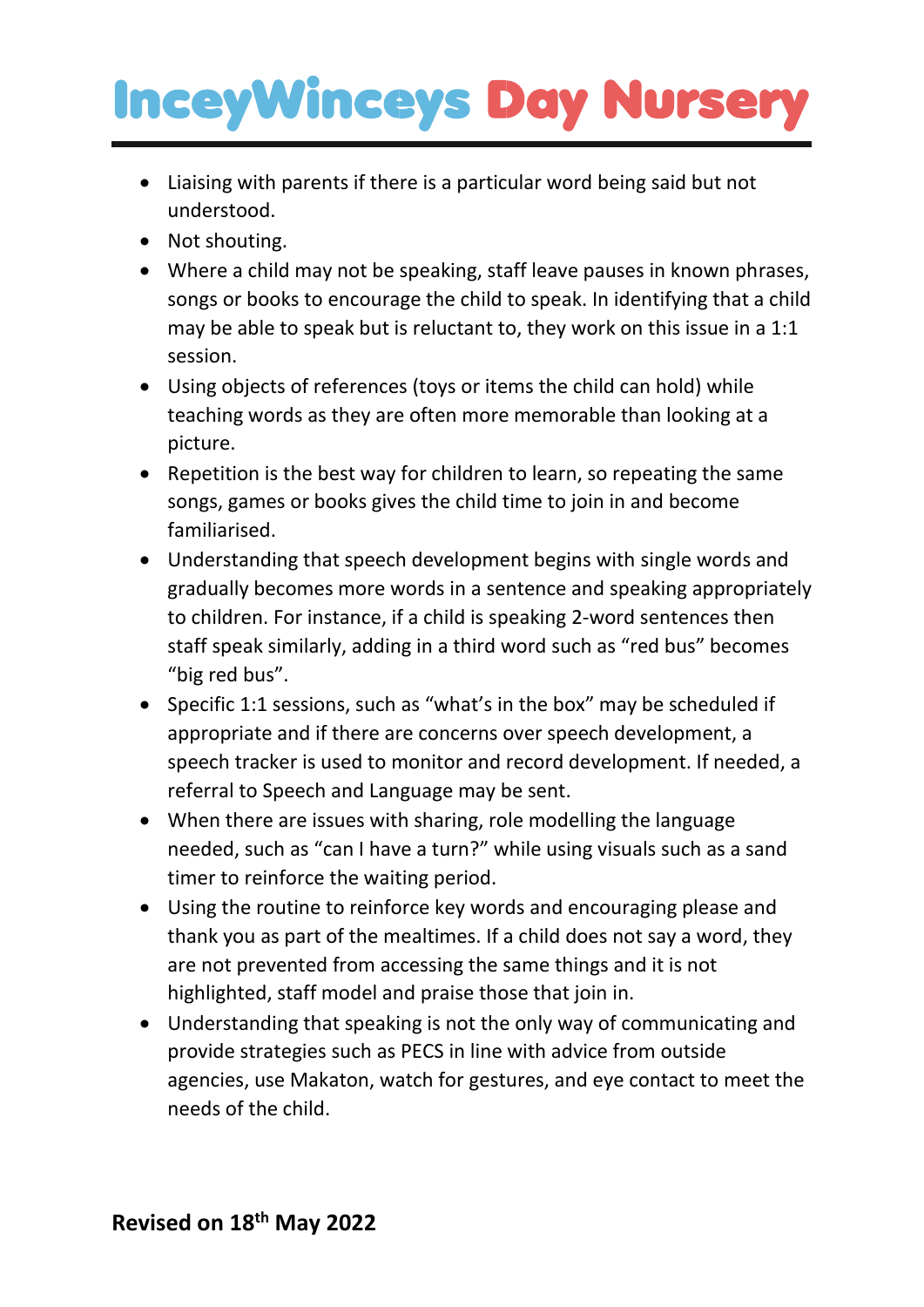- Liaising with parents if there is a particular word being said but not understood.
- Not shouting.
- Where a child may not be speaking, staff leave pauses in known phrases, songs or books to encourage the child to speak. In identifying that a child may be able to speak but is reluctant to, they work on this issue in a 1:1 session.
- Using objects of references (toys or items the child can hold) while teaching words as they are often more memorable than looking at a picture.
- Repetition is the best way for children to learn, so repeating the same songs, games or books gives the child time to join in and become familiarised.
- Understanding that speech development begins with single words and gradually becomes more words in a sentence and speaking appropriately to children. For instance, if a child is speaking 2-word sentences then staff speak similarly, adding in a third word such as "red bus" becomes "big red bus".
- Specific 1:1 sessions, such as "what's in the box" may be scheduled if appropriate and if there are concerns over speech development, a speech tracker is used to monitor and record development. If needed, a referral to Speech and Language may be sent.
- When there are issues with sharing, role modelling the language needed, such as "can I have a turn?" while using visuals such as a sand timer to reinforce the waiting period.
- Using the routine to reinforce key words and encouraging please and thank you as part of the mealtimes. If a child does not say a word, they are not prevented from accessing the same things and it is not highlighted, staff model and praise those that join in.
- Understanding that speaking is not the only way of communicating and provide strategies such as PECS in line with advice from outside agencies, use Makaton, watch for gestures, and eye contact to meet the needs of the child.

**Revised on 18th May 2022**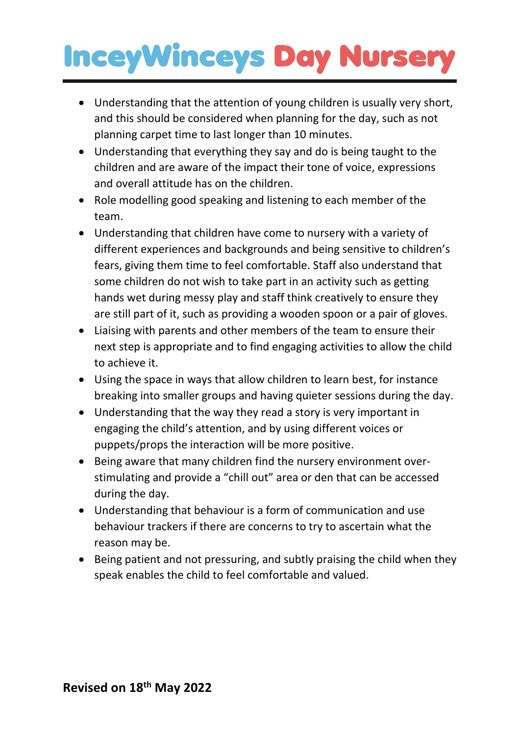- Understanding that the attention of young children is usually very short, and this should be considered when planning for the day, such as not planning carpet time to last longer than 10 minutes.
- Understanding that everything they say and do is being taught to the children and are aware of the impact their tone of voice, expressions and overall attitude has on the children.
- Role modelling good speaking and listening to each member of the team.
- Understanding that children have come to nursery with a variety of different experiences and backgrounds and being sensitive to children's fears, giving them time to feel comfortable. Staff also understand that some children do not wish to take part in an activity such as getting hands wet during messy play and staff think creatively to ensure they are still part of it, such as providing a wooden spoon or a pair of gloves.
- Liaising with parents and other members of the team to ensure their next step is appropriate and to find engaging activities to allow the child to achieve it.
- Using the space in ways that allow children to learn best, for instance breaking into smaller groups and having quieter sessions during the day.
- Understanding that the way they read a story is very important in engaging the child's attention, and by using different voices or puppets/props the interaction will be more positive.
- Being aware that many children find the nursery environment over-stimulating and provide a "chill out" area or den that can be accessed during the day.
- Understanding that behaviour is a form of communication and use behaviour trackers if there are concerns to try to ascertain what the reason may be.
- Being patient and not pressuring, and subtly praising the child when they speak enables the child to feel comfortable and valued.

**Revised on 18th May 2022**